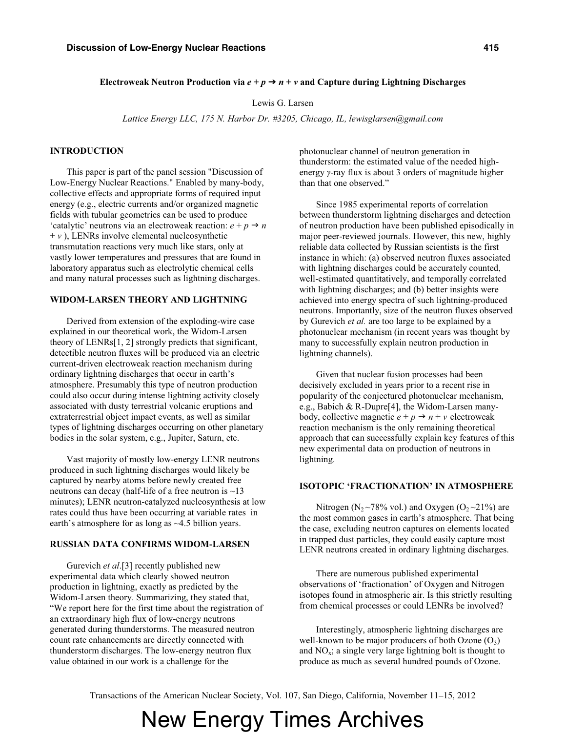**Electroweak Neutron Production via $e + p \rightarrow n + \nu$ and Capture during Lightning Discharges**

Lewis G. Larsen

*Lattice Energy LLC, 175 N. Harbor Dr. #3205, Chicago, IL, lewisglarsen@gmail.com*

## INTRODUCTION

This paper is part of the panel session "Discussion of Low-Energy Nuclear Reactions." Enabled by many-body, collective effects and appropriate forms of required input energy (e.g., electric currents and/or organized magnetic fields with tubular geometries can be used to produce 'catalytic' neutrons via an electroweak reaction: $e + p \rightarrow n + \nu$ ), LENRs involve elemental nucleosynthetic transmutation reactions very much like stars, only at vastly lower temperatures and pressures that are found in laboratory apparatus such as electrolytic chemical cells and many natural processes such as lightning discharges.

## WIDOM-LARSEN THEORY AND LIGHTNING

Derived from extension of the exploding-wire case explained in our theoretical work, the Widom-Larsen theory of LENRs[1, 2] strongly predicts that significant, detectible neutron fluxes will be produced via an electric current-driven electroweak reaction mechanism during ordinary lightning discharges that occur in earth's atmosphere. Presumably this type of neutron production could also occur during intense lightning activity closely associated with dusty terrestrial volcanic eruptions and extraterrestrial object impact events, as well as similar types of lightning discharges occurring on other planetary bodies in the solar system, e.g., Jupiter, Saturn, etc.

Vast majority of mostly low-energy LENR neutrons produced in such lightning discharges would likely be captured by nearby atoms before newly created free neutrons can decay (half-life of a free neutron is ~13 minutes); LENR neutron-catalyzed nucleosynthesis at low rates could thus have been occurring at variable rates in earth's atmosphere for as long as ~4.5 billion years.

## RUSSIAN DATA CONFIRMS WIDOM-LARSEN

Gurevich *et al*.[3] recently published new experimental data which clearly showed neutron production in lightning, exactly as predicted by the Widom-Larsen theory. Summarizing, they stated that, "We report here for the first time about the registration of an extraordinary high flux of low-energy neutrons generated during thunderstorms. The measured neutron count rate enhancements are directly connected with thunderstorm discharges. The low-energy neutron flux value obtained in our work is a challenge for the photonuclear channel of neutron generation in thunderstorm: the estimated value of the needed high-energy *γ*-ray flux is about 3 orders of magnitude higher than that one observed."

Since 1985 experimental reports of correlation between thunderstorm lightning discharges and detection of neutron production have been published episodically in major peer-reviewed journals. However, this new, highly reliable data collected by Russian scientists is the first instance in which: (a) observed neutron fluxes associated with lightning discharges could be accurately counted, well-estimated quantitatively, and temporally correlated with lightning discharges; and (b) better insights were achieved into energy spectra of such lightning-produced neutrons. Importantly, size of the neutron fluxes observed by Gurevich *et al.* are too large to be explained by a photonuclear mechanism (in recent years was thought by many to successfully explain neutron production in lightning channels).

Given that nuclear fusion processes had been decisively excluded in years prior to a recent rise in popularity of the conjectured photonuclear mechanism, e.g., Babich & R-Dupre[4], the Widom-Larsen many-body, collective magnetic $e + p \rightarrow n + \nu$ electroweak reaction mechanism is the only remaining theoretical approach that can successfully explain key features of this new experimental data on production of neutrons in lightning.

## ISOTOPIC 'FRACTIONATION' IN ATMOSPHERE

Nitrogen ($N_2$ ~78% vol.) and Oxygen ($O_2$ ~21%) are the most common gases in earth's atmosphere. That being the case, excluding neutron captures on elements located in trapped dust particles, they could easily capture most LENR neutrons created in ordinary lightning discharges.

There are numerous published experimental observations of 'fractionation' of Oxygen and Nitrogen isotopes found in atmospheric air. Is this strictly resulting from chemical processes or could LENRs be involved?

Interestingly, atmospheric lightning discharges are well-known to be major producers of both Ozone ($O_3$) and $NO_x$; a single very large lightning bolt is thought to produce as much as several hundred pounds of Ozone.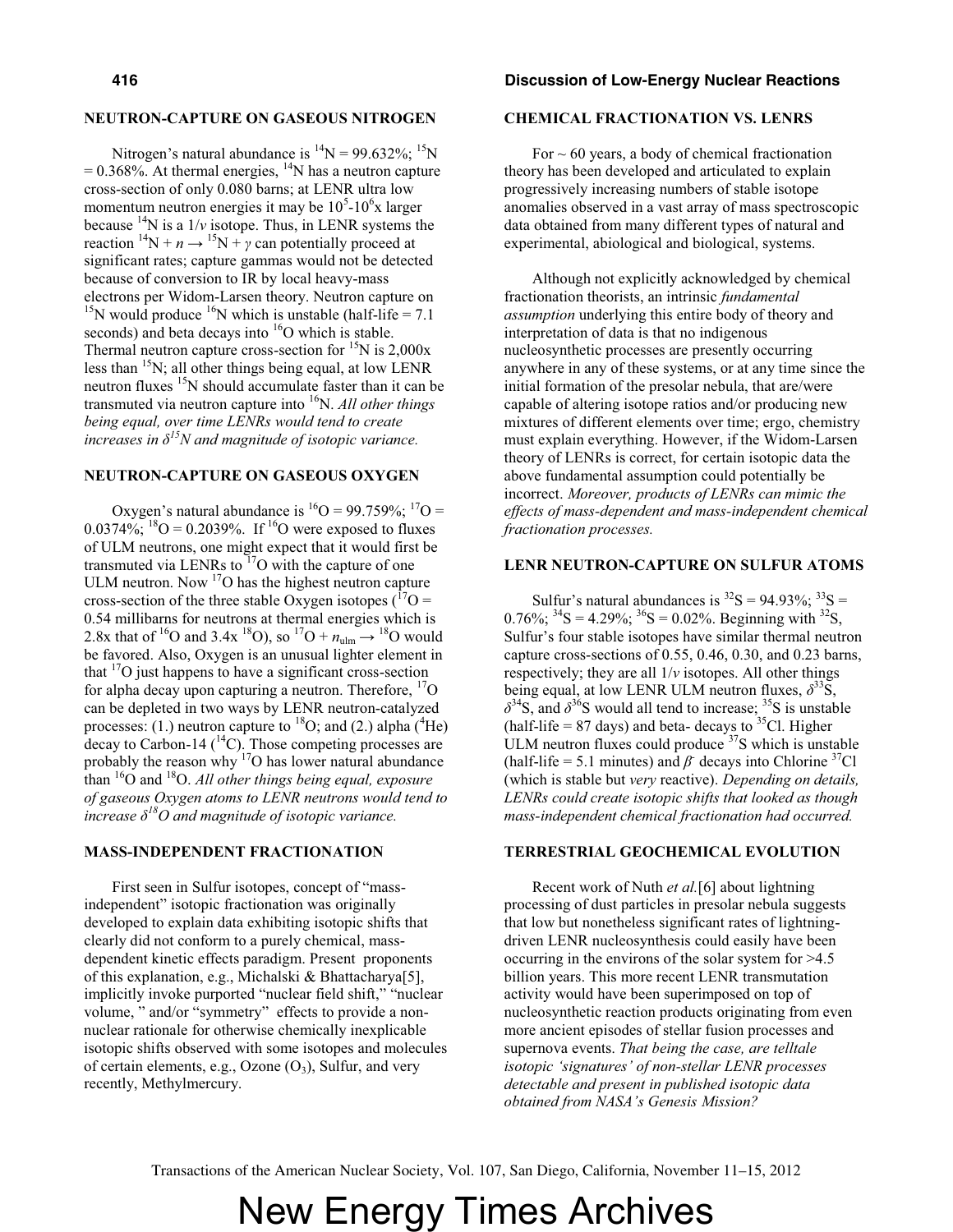### NEUTRON-CAPTURE ON GASEOUS NITROGEN

Nitrogen's natural abundance is $^{14}N = 99.632\%$; $^{15}N = 0.368\%$. At thermal energies, $^{14}N$ has a neutron capture cross-section of only 0.080 barns; at LENR ultra low momentum neutron energies it may be $10^5$-$10^6$x larger because $^{14}N$ is a $1/v$ isotope. Thus, in LENR systems the reaction $^{14}N + n \rightarrow {}^{15}N + \gamma$ can potentially proceed at significant rates; capture gammas would not be detected because of conversion to IR by local heavy-mass electrons per Widom-Larsen theory. Neutron capture on $^{15}N$ would produce $^{16}N$ which is unstable (half-life = 7.1 seconds) and beta decays into $^{16}O$ which is stable. Thermal neutron capture cross-section for $^{15}N$ is 2,000x less than $^{15}N$; all other things being equal, at low LENR neutron fluxes $^{15}N$ should accumulate faster than it can be transmuted via neutron capture into $^{16}N$. *All other things being equal, over time LENRs would tend to create increases in $\delta^{15}N$ and magnitude of isotopic variance.*

### NEUTRON-CAPTURE ON GASEOUS OXYGEN

Oxygen's natural abundance is $^{16}O = 99.759\%$; $^{17}O = 0.0374\%$; $^{18}O = 0.2039\%$. If $^{16}O$ were exposed to fluxes of ULM neutrons, one might expect that it would first be transmuted via LENRs to $^{17}O$ with the capture of one ULM neutron. Now $^{17}O$ has the highest neutron capture cross-section of the three stable Oxygen isotopes ($^{17}O$ = 0.54 millibarns for neutrons at thermal energies which is 2.8x that of $^{16}O$ and 3.4x $^{18}O$), so $^{17}O + n_{ulm} \rightarrow {}^{18}O$ would be favored. Also, Oxygen is an unusual lighter element in that $^{17}O$ just happens to have a significant cross-section for alpha decay upon capturing a neutron. Therefore, $^{17}O$ can be depleted in two ways by LENR neutron-catalyzed processes: (1.) neutron capture to $^{18}O$; and (2.) alpha ($^4He$) decay to Carbon-14 ($^{14}C$). Those competing processes are probably the reason why $^{17}O$ has lower natural abundance than $^{16}O$ and $^{18}O$. *All other things being equal, exposure of gaseous Oxygen atoms to LENR neutrons would tend to increase $\delta^{18}O$ and magnitude of isotopic variance.*

### MASS-INDEPENDENT FRACTIONATION

First seen in Sulfur isotopes, concept of "mass-independent" isotopic fractionation was originally developed to explain data exhibiting isotopic shifts that clearly did not conform to a purely chemical, mass-dependent kinetic effects paradigm. Present proponents of this explanation, e.g., Michalski & Bhattacharya[5], implicitly invoke purported "nuclear field shift," "nuclear volume, " and/or "symmetry" effects to provide a non-nuclear rationale for otherwise chemically inexplicable isotopic shifts observed with some isotopes and molecules of certain elements, e.g., Ozone ($O_3$), Sulfur, and very recently, Methylmercury.

### CHEMICAL FRACTIONATION VS. LENRS

For ~ 60 years, a body of chemical fractionation theory has been developed and articulated to explain progressively increasing numbers of stable isotope anomalies observed in a vast array of mass spectroscopic data obtained from many different types of natural and experimental, abiological and biological, systems.

Although not explicitly acknowledged by chemical fractionation theorists, an intrinsic *fundamental assumption* underlying this entire body of theory and interpretation of data is that no indigenous nucleosynthetic processes are presently occurring anywhere in any of these systems, or at any time since the initial formation of the presolar nebula, that are/were capable of altering isotope ratios and/or producing new mixtures of different elements over time; ergo, chemistry must explain everything. However, if the Widom-Larsen theory of LENRs is correct, for certain isotopic data the above fundamental assumption could potentially be incorrect. *Moreover, products of LENRs can mimic the effects of mass-dependent and mass-independent chemical fractionation processes.*

### LENR NEUTRON-CAPTURE ON SULFUR ATOMS

Sulfur's natural abundances is $^{32}S = 94.93\%$; $^{33}S = 0.76\%$; $^{34}S = 4.29\%$; $^{36}S = 0.02\%$. Beginning with $^{32}S$, Sulfur's four stable isotopes have similar thermal neutron capture cross-sections of 0.55, 0.46, 0.30, and 0.23 barns, respectively; they are all $1/v$ isotopes. All other things being equal, at low LENR ULM neutron fluxes, $\delta^{33}S$, $\delta^{34}S$, and $\delta^{36}S$ would all tend to increase; $^{35}S$ is unstable (half-life = 87 days) and beta- decays to $^{35}Cl$. Higher ULM neutron fluxes could produce $^{37}S$ which is unstable (half-life = 5.1 minutes) and $\beta^-$ decays into Chlorine $^{37}Cl$ (which is stable but *very* reactive). *Depending on details, LENRs could create isotopic shifts that looked as though mass-independent chemical fractionation had occurred.*

### TERRESTRIAL GEOCHEMICAL EVOLUTION

Recent work of Nuth *et al.*[6] about lightning processing of dust particles in presolar nebula suggests that low but nonetheless significant rates of lightning-driven LENR nucleosynthesis could easily have been occurring in the environs of the solar system for >4.5 billion years. This more recent LENR transmutation activity would have been superimposed on top of nucleosynthetic reaction products originating from even more ancient episodes of stellar fusion processes and supernova events. *That being the case, are telltale isotopic 'signatures' of non-stellar LENR processes detectable and present in published isotopic data obtained from NASA's Genesis Mission?*

New Energy Times Archives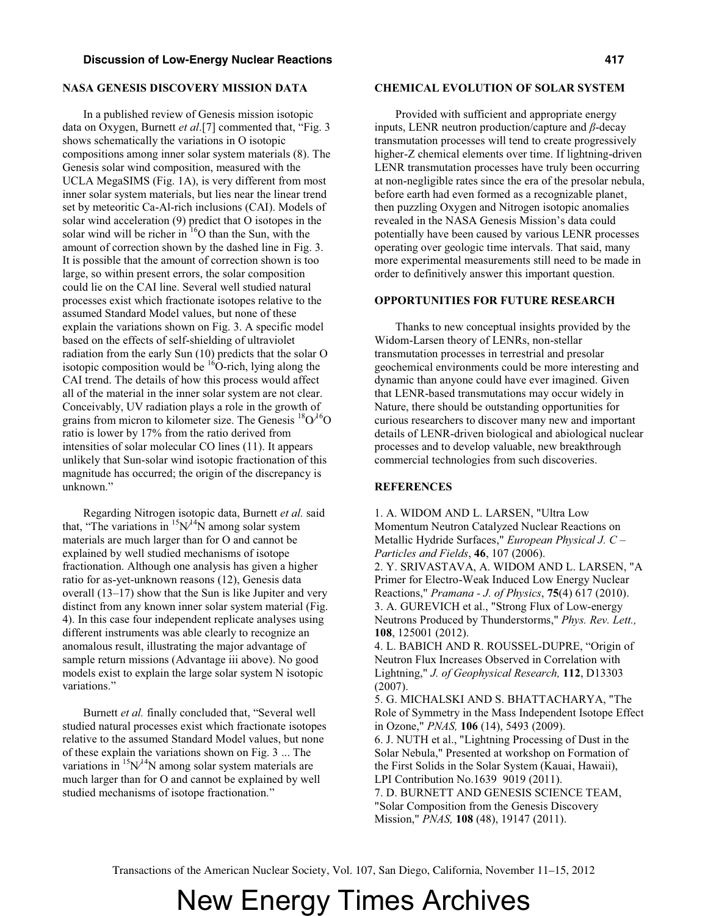## NASA GENESIS DISCOVERY MISSION DATA

In a published review of Genesis mission isotopic data on Oxygen, Burnett *et al*.[7] commented that, "Fig. 3 shows schematically the variations in O isotopic compositions among inner solar system materials (8). The Genesis solar wind composition, measured with the UCLA MegaSIMS (Fig. 1A), is very different from most inner solar system materials, but lies near the linear trend set by meteoritic Ca-Al-rich inclusions (CAI). Models of solar wind acceleration (9) predict that O isotopes in the solar wind will be richer in $^{16}O$ than the Sun, with the amount of correction shown by the dashed line in Fig. 3. It is possible that the amount of correction shown is too large, so within present errors, the solar composition could lie on the CAI line. Several well studied natural processes exist which fractionate isotopes relative to the assumed Standard Model values, but none of these explain the variations shown on Fig. 3. A specific model based on the effects of self-shielding of ultraviolet radiation from the early Sun (10) predicts that the solar O isotopic composition would be $^{16}O$-rich, lying along the CAI trend. The details of how this process would affect all of the material in the inner solar system are not clear. Conceivably, UV radiation plays a role in the growth of grains from micron to kilometer size. The Genesis $^{18}O/^{16}O$ ratio is lower by 17% from the ratio derived from intensities of solar molecular CO lines (11). It appears unlikely that Sun-solar wind isotopic fractionation of this magnitude has occurred; the origin of the discrepancy is unknown."

Regarding Nitrogen isotopic data, Burnett *et al.* said that, "The variations in $^{15}N/^{14}N$ among solar system materials are much larger than for O and cannot be explained by well studied mechanisms of isotope fractionation. Although one analysis has given a higher ratio for as-yet-unknown reasons (12), Genesis data overall (13–17) show that the Sun is like Jupiter and very distinct from any known inner solar system material (Fig. 4). In this case four independent replicate analyses using different instruments was able clearly to recognize an anomalous result, illustrating the major advantage of sample return missions (Advantage iii above). No good models exist to explain the large solar system N isotopic variations."

Burnett *et al.* finally concluded that, "Several well studied natural processes exist which fractionate isotopes relative to the assumed Standard Model values, but none of these explain the variations shown on Fig. 3 ... The variations in $^{15}N/^{14}N$ among solar system materials are much larger than for O and cannot be explained by well studied mechanisms of isotope fractionation."

## CHEMICAL EVOLUTION OF SOLAR SYSTEM

Provided with sufficient and appropriate energy inputs, LENR neutron production/capture and $\beta$-decay transmutation processes will tend to create progressively higher-Z chemical elements over time. If lightning-driven LENR transmutation processes have truly been occurring at non-negligible rates since the era of the presolar nebula, before earth had even formed as a recognizable planet, then puzzling Oxygen and Nitrogen isotopic anomalies revealed in the NASA Genesis Mission's data could potentially have been caused by various LENR processes operating over geologic time intervals. That said, many more experimental measurements still need to be made in order to definitively answer this important question.

## OPPORTUNITIES FOR FUTURE RESEARCH

Thanks to new conceptual insights provided by the Widom-Larsen theory of LENRs, non-stellar transmutation processes in terrestrial and presolar geochemical environments could be more interesting and dynamic than anyone could have ever imagined. Given that LENR-based transmutations may occur widely in Nature, there should be outstanding opportunities for curious researchers to discover many new and important details of LENR-driven biological and abiological nuclear processes and to develop valuable, new breakthrough commercial technologies from such discoveries.

## REFERENCES

1. A. WIDOM AND L. LARSEN, "Ultra Low Momentum Neutron Catalyzed Nuclear Reactions on Metallic Hydride Surfaces," *European Physical J. C – Particles and Fields*, **46**, 107 (2006).
2. Y. SRIVASTAVA, A. WIDOM AND L. LARSEN, "A Primer for Electro-Weak Induced Low Energy Nuclear Reactions," *Pramana - J. of Physics*, **75**(4) 617 (2010).
3. A. GUREVICH et al., "Strong Flux of Low-energy Neutrons Produced by Thunderstorms," *Phys. Rev. Lett.,* **108**, 125001 (2012).
4. L. BABICH AND R. ROUSSEL-DUPRE, "Origin of Neutron Flux Increases Observed in Correlation with Lightning," *J. of Geophysical Research,* **112**, D13303 (2007).
5. G. MICHALSKI AND S. BHATTACHARYA, "The Role of Symmetry in the Mass Independent Isotope Effect in Ozone," *PNAS,* **106** (14), 5493 (2009).
6. J. NUTH et al., "Lightning Processing of Dust in the Solar Nebula," Presented at workshop on Formation of the First Solids in the Solar System (Kauai, Hawaii), LPI Contribution No.1639 9019 (2011).
7. D. BURNETT AND GENESIS SCIENCE TEAM, "Solar Composition from the Genesis Discovery Mission," *PNAS,* **108** (48), 19147 (2011).

New Energy Times Archives